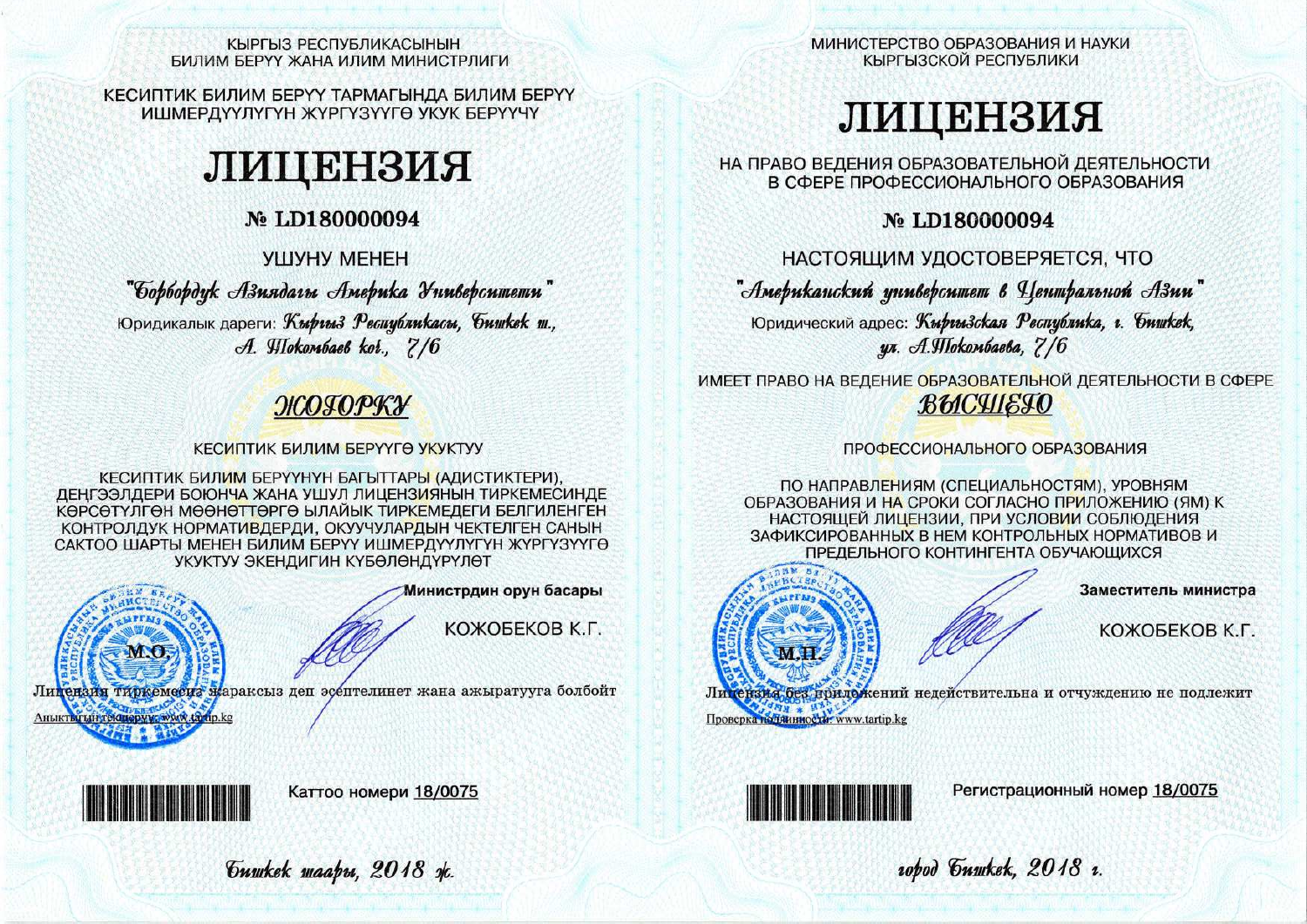КЫРГЫЗ РЕСПУБЛИКАСЫНЫН
БИЛИМ БЕРҮҮ ЖАНА ИЛИМ МИНИСТРЛИГИ

КЕСИПТИК БИЛИМ БЕРҮҮ ТАРМАГЫНДА БИЛИМ БЕРҮҮ ИШМЕРДҮҮЛҮГҮН ЖҮРГҮЗҮҮГӨ УКУК БЕРҮҮЧҮ

# ЛИЦЕНЗИЯ

## № LD180000094

УШУНУ МЕНЕН

*"Борбордук Азиядагы Америка Университети"*

Юридикалык дареги: *Кыргыз Республикасы, Бишкек ш., А. Токомбаев көч., 7/6*

*ЖОГОРКУ*

КЕСИПТИК БИЛИМ БЕРҮҮГӨ УКУКТУУ

КЕСИПТИК БИЛИМ БЕРҮҮНҮН БАГЫТТАРЫ (АДИСТИКТЕРИ), ДЕҢГЭЭЛДЕРИ БОЮНЧА ЖАНА УШУЛ ЛИЦЕНЗИЯНЫН ТИРКЕМЕСИНДЕ КӨРСӨТҮЛГӨН МӨӨНӨТТӨРГӨ ЫЛАЙЫК ТИРКЕМЕДЕГИ БЕЛГИЛЕНГЕН КОНТРОЛДУК НОРМАТИВДЕРДИ, ОКУУЧУЛАРДЫН ЧЕКТЕЛГЕН САНЫН САКТОО ШАРТЫ МЕНЕН БИЛИМ БЕРҮҮ ИШМЕРДҮҮЛҮГҮН ЖҮРГҮЗҮҮГӨ УКУКТУУ ЭКЕНДИГИН КҮБӨЛӨНДҮРҮЛӨТ

**Министрдин орун басары**

КОЖОБЕКОВ К.Г.

М.О.

Лицензия тиркемесиз жараксыз деп эсептелинет жана ажыратууга болбойт

Аныктыгын текшерүү: www.tartip.kg

Каттоо номери 18/0075

*Бишкек шаары, 2018 ж.*

---

МИНИСТЕРСТВО ОБРАЗОВАНИЯ И НАУКИ
КЫРГЫЗСКОЙ РЕСПУБЛИКИ

# ЛИЦЕНЗИЯ

НА ПРАВО ВЕДЕНИЯ ОБРАЗОВАТЕЛЬНОЙ ДЕЯТЕЛЬНОСТИ В СФЕРЕ ПРОФЕССИОНАЛЬНОГО ОБРАЗОВАНИЯ

## № LD180000094

НАСТОЯЩИМ УДОСТОВЕРЯЕТСЯ, ЧТО

*"Американский университет в Центральной Азии"*

Юридический адрес: *Кыргызская Республика, г. Бишкек, ул. А.Токомбаева, 7/6*

ИМЕЕТ ПРАВО НА ВЕДЕНИЕ ОБРАЗОВАТЕЛЬНОЙ ДЕЯТЕЛЬНОСТИ В СФЕРЕ

*ВЫСШЕГО*

ПРОФЕССИОНАЛЬНОГО ОБРАЗОВАНИЯ

ПО НАПРАВЛЕНИЯМ (СПЕЦИАЛЬНОСТЯМ), УРОВНЯМ ОБРАЗОВАНИЯ И НА СРОКИ СОГЛАСНО ПРИЛОЖЕНИЮ (ЯМ) К НАСТОЯЩЕЙ ЛИЦЕНЗИИ, ПРИ УСЛОВИИ СОБЛЮДЕНИЯ ЗАФИКСИРОВАННЫХ В НЕМ КОНТРОЛЬНЫХ НОРМАТИВОВ И ПРЕДЕЛЬНОГО КОНТИНГЕНТА ОБУЧАЮЩИХСЯ

**Заместитель министра**

КОЖОБЕКОВ К.Г.

М.П.

Лицензия без приложений недействительна и отчуждению не подлежит

Проверка подлинности: www.tartip.kg

Регистрационный номер 18/0075

*город Бишкек, 2018 г.*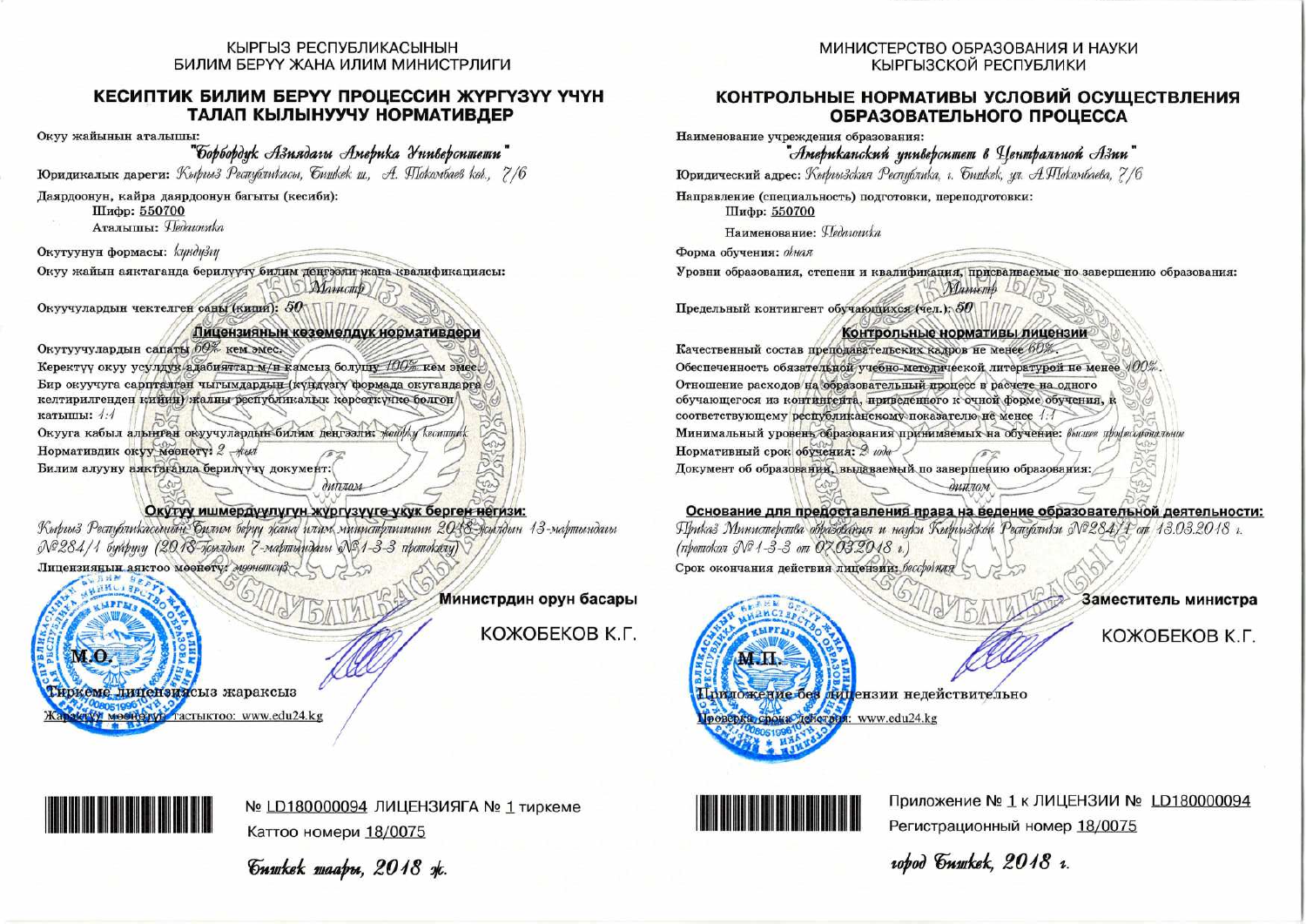КЫРГЫЗ РЕСПУБЛИКАСЫНЫН
БИЛИМ БЕРҮҮ ЖАНА ИЛИМ МИНИСТРЛИГИ

## КЕСИПТИК БИЛИМ БЕРҮҮ ПРОЦЕССИН ЖҮРГҮЗҮҮ ҮЧҮН ТАЛАП КЫЛЫНУУЧУ НОРМАТИВДЕР

Окуу жайынын аталышы:
*"Борбордук Азиядагы Америка Университети"*

Юридикалык дареги: *Кыргыз Республикасы, Бишкек ш., А. Токомбаев көч., 7/6*

Даярдоонун, кайра даярдоонун багыты (кесиби):
Шифр: 550700
Аталышы: *Педагогика*

Окутуунун формасы: *күндүзгү*

Окуу жайын аяктаганда берилүүчү билим деңгээли жана квалификациясы:
*Магистр*

Окуучулардын чектелген саны (киши): *50*

### Лицензиянын көзөмөлдүк нормативдери

Окутуучулардын сапаты *60%* кем эмес.

Керектүү окуу усулдук адабияттар м/н камсыз болушу *100%* кем эмес.

Бир окуучуга сарпталган чыгымдардын (күндүзгү формада окугандарга келтирилгенден кийин) жалпы республикалык көрсөткүчкө болгон катышы: *1:1*

Окууга кабыл алынган окуучулардын билим деңгээли: *жогорку кесиптик*

Нормативдик окуу мөөнөтү: *2 жыл*

Билим алууну аяктаганда берилүүчү документ:
*диплом*

### Окутуу ишмердүүлүгүн жүргүзүүгө укук берген негизи:

*Кыргыз Республикасынын Билим берүү жана илим министрлигинин 2018-жылдын 13-мартындагы №284/1 буйругу (2018-жылдын 7-мартындагы №1-3-3 протоколу)*

Лицензиянын аяктоо мөөнөтү: *мөөнөтсүз*

Министрдин орун басары

КОЖОБЕКОВ К.Г.

М.О.

Тиркеме лицензиясыз жараксыз

Жарактуу мөөнөтүн тастыктоо: www.edu24.kg

№ LD180000094 ЛИЦЕНЗИЯГА № 1 тиркеме

Каттоо номери 18/0075

*Бишкек шаары, 2018 ж.*

---

МИНИСТЕРСТВО ОБРАЗОВАНИЯ И НАУКИ
КЫРГЫЗСКОЙ РЕСПУБЛИКИ

## КОНТРОЛЬНЫЕ НОРМАТИВЫ УСЛОВИЙ ОСУЩЕСТВЛЕНИЯ ОБРАЗОВАТЕЛЬНОГО ПРОЦЕССА

Наименование учреждения образования:
*"Американский университет в Центральной Азии"*

Юридический адрес: *Кыргызская Республика, г. Бишкек, ул. А.Токомбаева, 7/6*

Направление (специальность) подготовки, переподготовки:
Шифр: 550700

Наименование: *Педагогика*

Форма обучения: *очная*

Уровни образования, степени и квалификация, присваиваемые по завершению образования:
*Магистр*

Предельный контингент обучающихся (чел.): *50*

### Контрольные нормативы лицензии

Качественный состав преподавательских кадров не менее *60%*.

Обеспеченность обязательной учебно-методической литературой не менее *100%*.

Отношение расходов на образовательный процесс в расчете на одного обучающегося из контингента, приведенного к очной форме обучения, к соответствующему республиканскому показателю не менее *1:1*

Минимальный уровень образования принимаемых на обучение: *высшее профессиональное*

Нормативный срок обучения: *2 года*

Документ об образовании, выдаваемый по завершению образования:
*диплом*

### Основание для предоставления права на ведение образовательной деятельности:

*Приказ Министерства образования и науки Кыргызской Республики №284/1 от 13.03.2018 г. (протокол №1-3-3 от 07.03.2018 г.)*

Срок окончания действия лицензии: *бессрочная*

Заместитель министра

КОЖОБЕКОВ К.Г.

М.П.

Приложение без лицензии недействительно

Проверка срока действия: www.edu24.kg

Приложение № 1 к ЛИЦЕНЗИИ № LD180000094

Регистрационный номер 18/0075

*город Бишкек, 2018 г.*